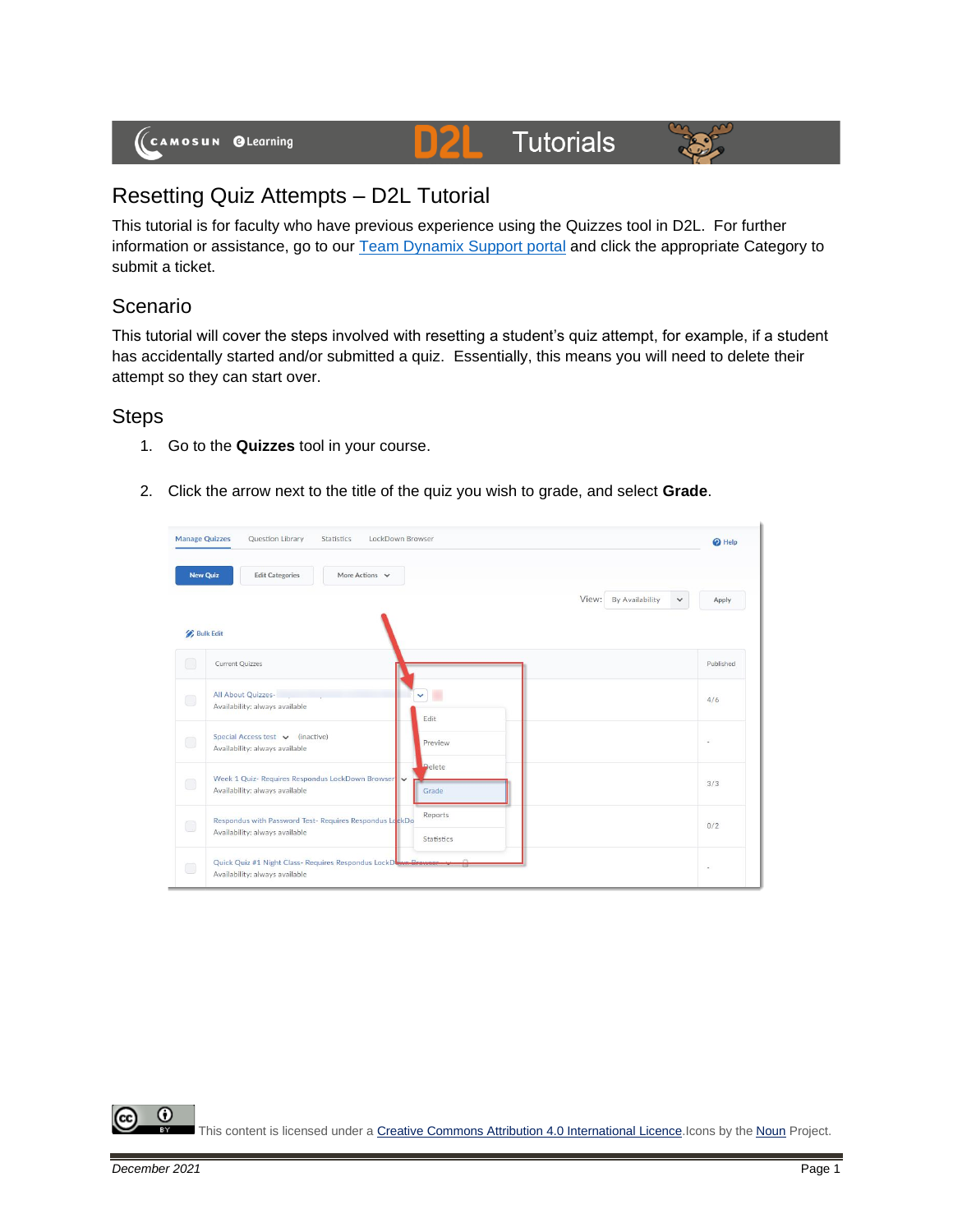# Resetting Quiz Attempts – D2L Tutorial

This tutorial is for faculty who have previous experience using the Quizzes tool in D2L. For further information or assistance, go to our Team Dynamix Support portal and click the appropriate Category to submit a ticket.

## Scenario

This tutorial will cover the steps involved with resetting a student's quiz attempt, for example, if a student has accidentally started and/or submitted a quiz. Essentially, this means you will need to delete their attempt so they can start over.

## Steps

1. Go to the **Quizzes** tool in your course.

2. Click the arrow next to the title of the quiz you wish to grade, and select **Grade**.

This content is licensed under a Creative Commons Attribution 4.0 International Licence. Icons by the Noun Project.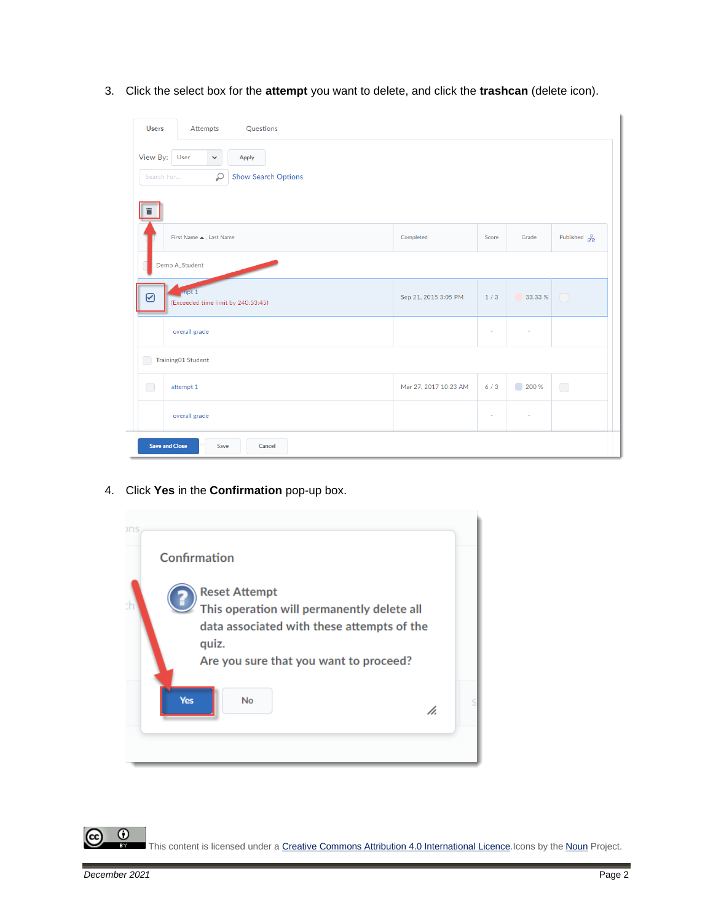3. Click the select box for the **attempt** you want to delete, and click the **trashcan** (delete icon).

4. Click **Yes** in the **Confirmation** pop-up box.

This content is licensed under a Creative Commons Attribution 4.0 International Licence. Icons by the Noun Project.

December 2021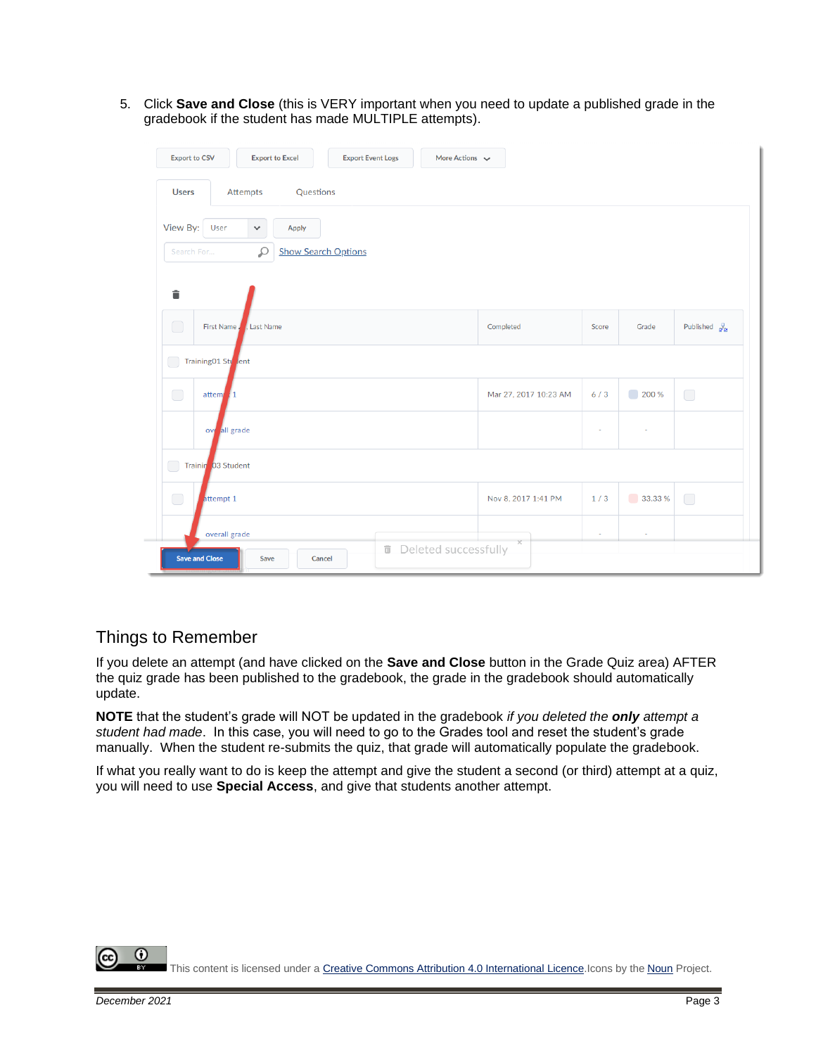5. Click **Save and Close** (this is VERY important when you need to update a published grade in the gradebook if the student has made MULTIPLE attempts).

## Things to Remember

If you delete an attempt (and have clicked on the **Save and Close** button in the Grade Quiz area) AFTER the quiz grade has been published to the gradebook, the grade in the gradebook should automatically update.

**NOTE** that the student's grade will NOT be updated in the gradebook *if you deleted the **only** attempt a student had made*. In this case, you will need to go to the Grades tool and reset the student's grade manually. When the student re-submits the quiz, that grade will automatically populate the gradebook.

If what you really want to do is keep the attempt and give the student a second (or third) attempt at a quiz, you will need to use **Special Access**, and give that students another attempt.

This content is licensed under a [Creative Commons Attribution 4.0 International Licence](). Icons by the [Noun]() Project.

December 2021